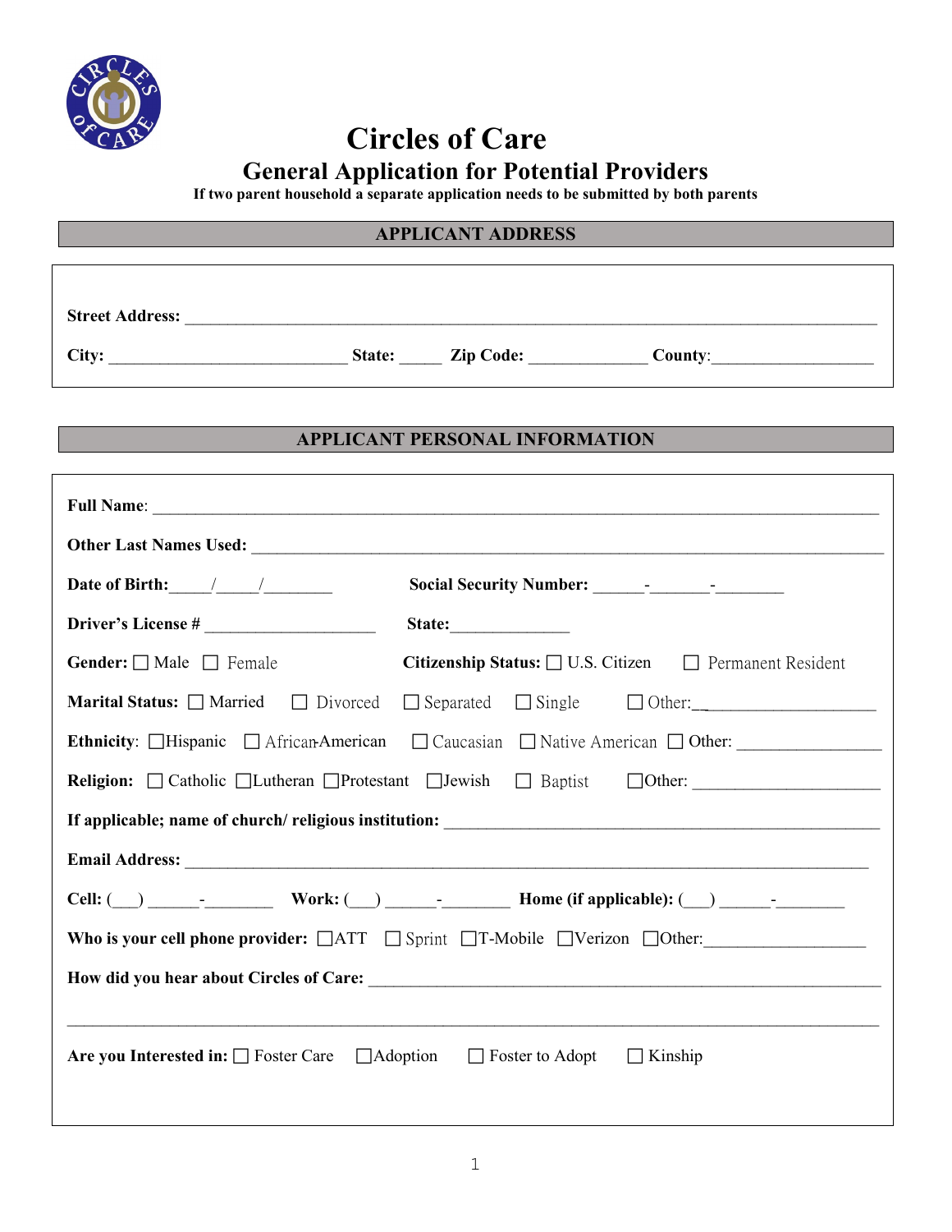# Circles of Care

## General Application for Potential Providers

**If two parent household a separate application needs to be submitted by both parents**

### APPLICANT ADDRESS

**Street Address:** ___________________________________________________________________________

**City:** ___________________________ **State:** _____ **Zip Code:** _____________ **County**:__________________

### APPLICANT PERSONAL INFORMATION

**Full Name**: ______________________________________________________________________________

**Other Last Names Used:** ____________________________________________________________________

**Date of Birth:**_____/_____/________ **Social Security Number:** ______-_______-________

**Driver's License #** ___________________ **State:**______________

**Gender:** ☐ Male ☐ Female **Citizenship Status:** ☐ U.S. Citizen ☐ Permanent Resident

**Marital Status:** ☐ Married ☐ Divorced ☐ Separated ☐ Single ☐ Other:___________________

**Ethnicity**: ☐Hispanic ☐ African-American ☐ Caucasian ☐ Native American ☐ Other: _______________

**Religion:** ☐ Catholic ☐Lutheran ☐Protestant ☐Jewish ☐ Baptist ☐Other: ____________________

**If applicable; name of church/ religious institution:** _______________________________________________

**Email Address:** _____________________________________________________________________________

**Cell:** (___) ______-________ **Work:** (___) ______-________ **Home (if applicable):** (___) ______-________

**Who is your cell phone provider:** ☐ATT ☐ Sprint ☐T-Mobile ☐Verizon ☐Other:__________________

**How did you hear about Circles of Care:** ________________________________________________________

______________________________________________________________________________________________

**Are you Interested in:** ☐ Foster Care ☐Adoption ☐ Foster to Adopt ☐ Kinship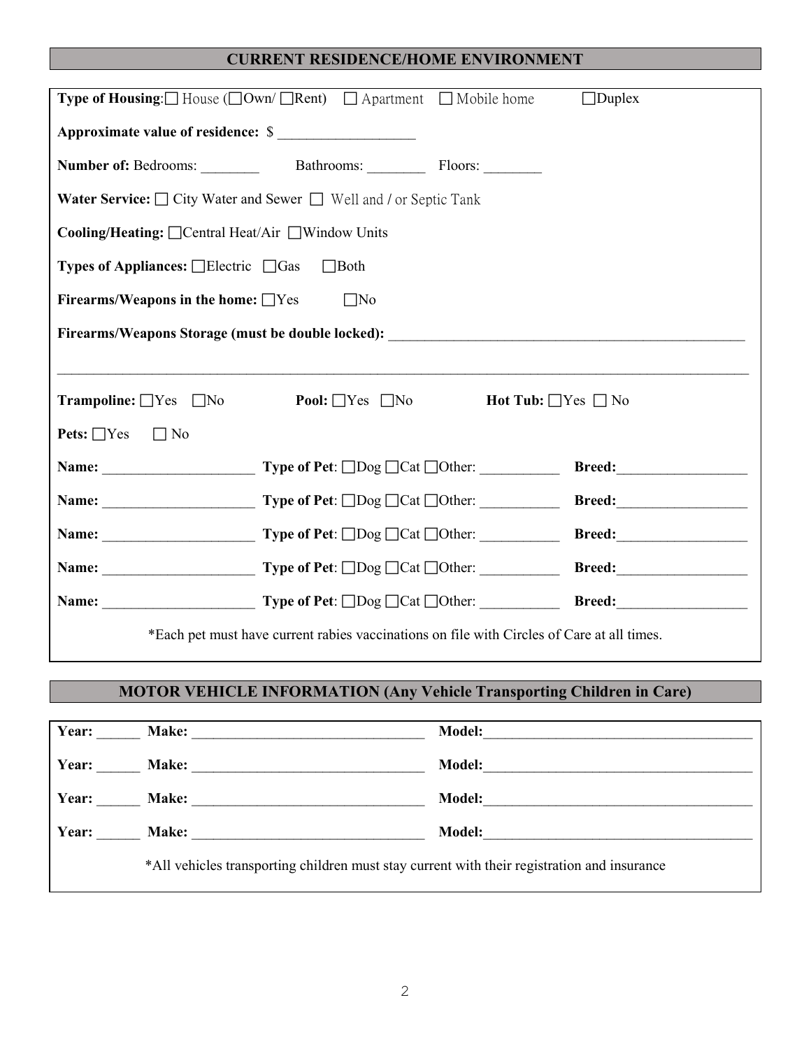## CURRENT RESIDENCE/HOME ENVIRONMENT

**Type of Housing**: ☐ House (☐Own/ ☐Rent) ☐ Apartment ☐ Mobile home ☐Duplex

**Approximate value of residence:** $ ___________________

**Number of:** Bedrooms: ________ Bathrooms: ________ Floors: ________

**Water Service:** ☐ City Water and Sewer ☐ Well and / or Septic Tank

**Cooling/Heating:** ☐Central Heat/Air ☐Window Units

**Types of Appliances:** ☐Electric ☐Gas ☐Both

**Firearms/Weapons in the home:** ☐Yes ☐No

**Firearms/Weapons Storage (must be double locked):** ___________________________________________________

_______________________________________________________________________________________________

**Trampoline:** ☐Yes ☐No **Pool:** ☐Yes ☐No **Hot Tub:** ☐Yes ☐ No

**Pets:** ☐Yes ☐ No

**Name:** _____________________ **Type of Pet**: ☐Dog ☐Cat ☐Other: ___________ **Breed:**__________________

**Name:** _____________________ **Type of Pet**: ☐Dog ☐Cat ☐Other: ___________ **Breed:**__________________

**Name:** _____________________ **Type of Pet**: ☐Dog ☐Cat ☐Other: ___________ **Breed:**__________________

**Name:** _____________________ **Type of Pet**: ☐Dog ☐Cat ☐Other: ___________ **Breed:**__________________

**Name:** _____________________ **Type of Pet**: ☐Dog ☐Cat ☐Other: ___________ **Breed:**__________________

*Each pet must have current rabies vaccinations on file with Circles of Care at all times.

## MOTOR VEHICLE INFORMATION (Any Vehicle Transporting Children in Care)

**Year:** ______ **Make:** ________________________________ **Model:**_____________________________________

**Year:** ______ **Make:** ________________________________ **Model:**_____________________________________

**Year:** ______ **Make:** ________________________________ **Model:**_____________________________________

**Year:** ______ **Make:** ________________________________ **Model:**_____________________________________

*All vehicles transporting children must stay current with their registration and insurance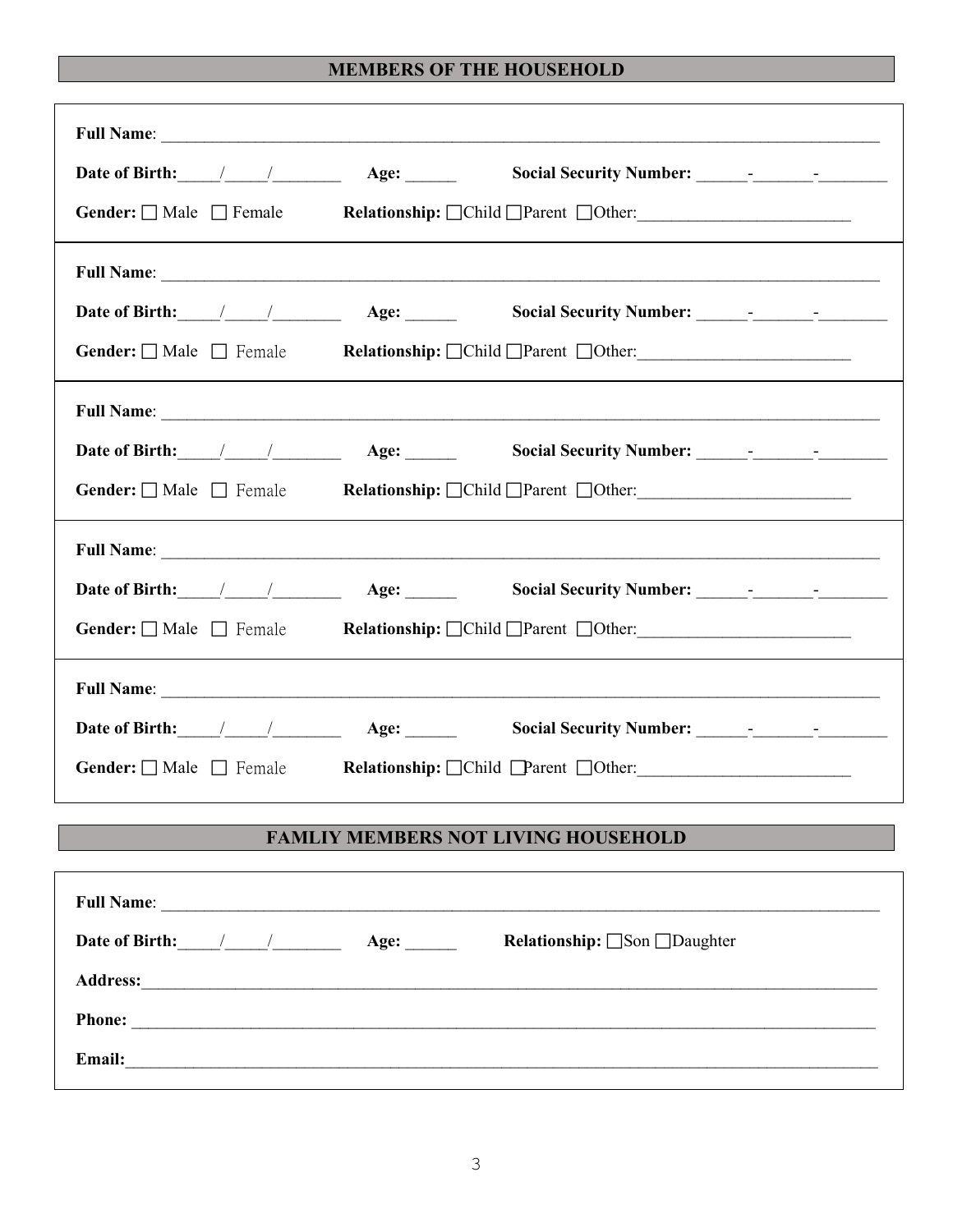## MEMBERS OF THE HOUSEHOLD

**Full Name**: ______________________________________________________________________

**Date of Birth:**_____/_____/________ **Age:** ______ **Social Security Number:** ______-_______-________

**Gender:** ☐ Male ☐ Female **Relationship:** ☐Child ☐Parent ☐Other:________________________

---

**Full Name**: ______________________________________________________________________

**Date of Birth:**_____/_____/________ **Age:** ______ **Social Security Number:** ______-_______-________

**Gender:** ☐ Male ☐ Female **Relationship:** ☐Child ☐Parent ☐Other:________________________

---

**Full Name**: ______________________________________________________________________

**Date of Birth:**_____/_____/________ **Age:** ______ **Social Security Number:** ______-_______-________

**Gender:** ☐ Male ☐ Female **Relationship:** ☐Child ☐Parent ☐Other:________________________

---

**Full Name**: ______________________________________________________________________

**Date of Birth:**_____/_____/________ **Age:** ______ **Social Security Number:** ______-_______-________

**Gender:** ☐ Male ☐ Female **Relationship:** ☐Child ☐Parent ☐Other:________________________

---

**Full Name**: ______________________________________________________________________

**Date of Birth:**_____/_____/________ **Age:** ______ **Social Security Number:** ______-_______-________

**Gender:** ☐ Male ☐ Female **Relationship:** ☐Child ☐Parent ☐Other:________________________

## FAMLIY MEMBERS NOT LIVING HOUSEHOLD

**Full Name**: ______________________________________________________________________

**Date of Birth:**_____/_____/________ **Age:** ______ **Relationship:** ☐Son ☐Daughter

**Address:**_________________________________________________________________________

**Phone:** __________________________________________________________________________

**Email:**___________________________________________________________________________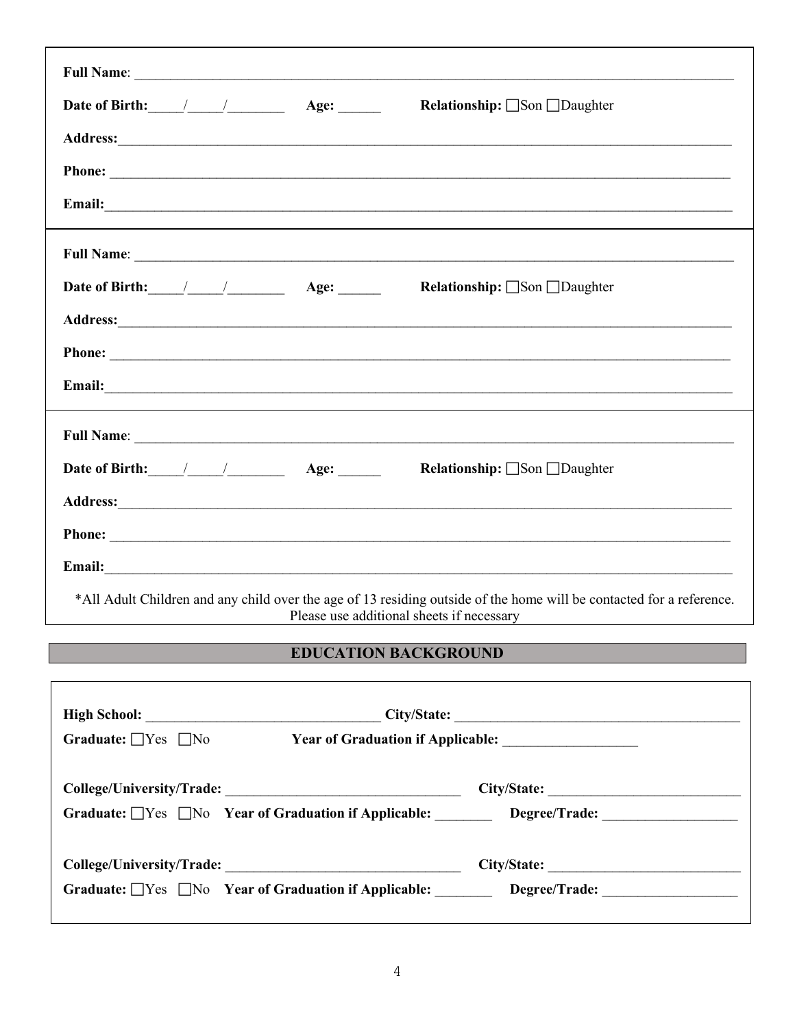**Full Name**: ______________________________________________________________________

**Date of Birth:**_____/_____/________ **Age:** ______ **Relationship:** ☐Son ☐Daughter

**Address:**______________________________________________________________________

**Phone:** ______________________________________________________________________

**Email:**______________________________________________________________________

---

**Full Name**: ______________________________________________________________________

**Date of Birth:**_____/_____/________ **Age:** ______ **Relationship:** ☐Son ☐Daughter

**Address:**______________________________________________________________________

**Phone:** ______________________________________________________________________

**Email:**______________________________________________________________________

---

**Full Name**: ______________________________________________________________________

**Date of Birth:**_____/_____/________ **Age:** ______ **Relationship:** ☐Son ☐Daughter

**Address:**______________________________________________________________________

**Phone:** ______________________________________________________________________

**Email:**______________________________________________________________________

*All Adult Children and any child over the age of 13 residing outside of the home will be contacted for a reference. Please use additional sheets if necessary

## EDUCATION BACKGROUND

**High School:** _________________________________ **City/State:** ________________________________________

**Graduate:** ☐Yes ☐No **Year of Graduation if Applicable:** ___________________

**College/University/Trade:** _________________________________ **City/State:** ___________________________

**Graduate:** ☐Yes ☐No **Year of Graduation if Applicable:** ________ **Degree/Trade:** ___________________

**College/University/Trade:** _________________________________ **City/State:** ___________________________

**Graduate:** ☐Yes ☐No **Year of Graduation if Applicable:** ________ **Degree/Trade:** ___________________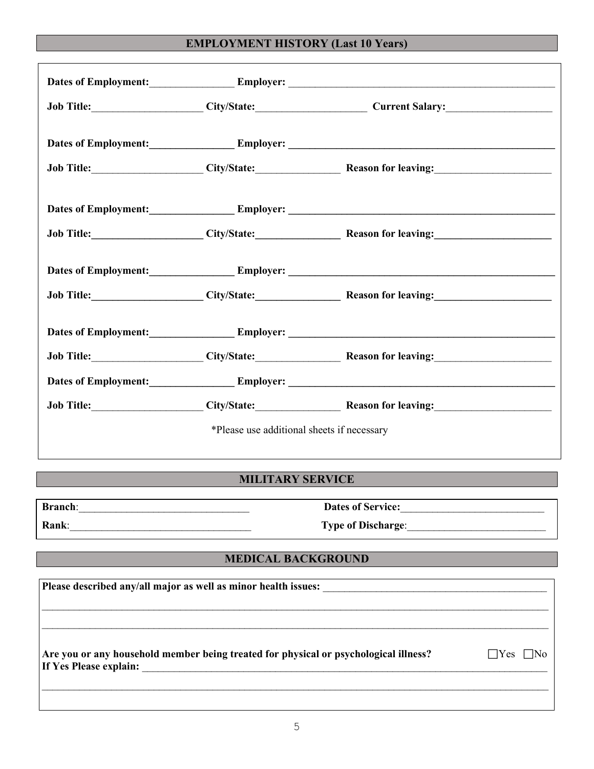## EMPLOYMENT HISTORY (Last 10 Years)

**Dates of Employment:**________________ **Employer:** ____________________________________________________

**Job Title:**_____________________ **City/State:**_____________________ **Current Salary:**____________________

**Dates of Employment:**________________ **Employer:** ____________________________________________________

**Job Title:**_____________________ **City/State:**________________ **Reason for leaving:**______________________

**Dates of Employment:**________________ **Employer:** ____________________________________________________

**Job Title:**_____________________ **City/State:**________________ **Reason for leaving:**______________________

**Dates of Employment:**________________ **Employer:** ____________________________________________________

**Job Title:**_____________________ **City/State:**________________ **Reason for leaving:**______________________

**Dates of Employment:**________________ **Employer:** ____________________________________________________

**Job Title:**_____________________ **City/State:**________________ **Reason for leaving:**______________________

**Dates of Employment:**________________ **Employer:** ____________________________________________________

**Job Title:**_____________________ **City/State:**________________ **Reason for leaving:**______________________

*Please use additional sheets if necessary

## MILITARY SERVICE

**Branch**:________________________________ **Dates of Service:**___________________________

**Rank**:__________________________________ **Type of Discharge**:__________________________

## MEDICAL BACKGROUND

**Please described any/all major as well as minor health issues:** ___________________________________________

___________________________________________________________________________________________________

___________________________________________________________________________________________________

**Are you or any household member being treated for physical or psychological illness?** ☐Yes ☐No

**If Yes Please explain:** ___________________________________________________________________________

___________________________________________________________________________________________________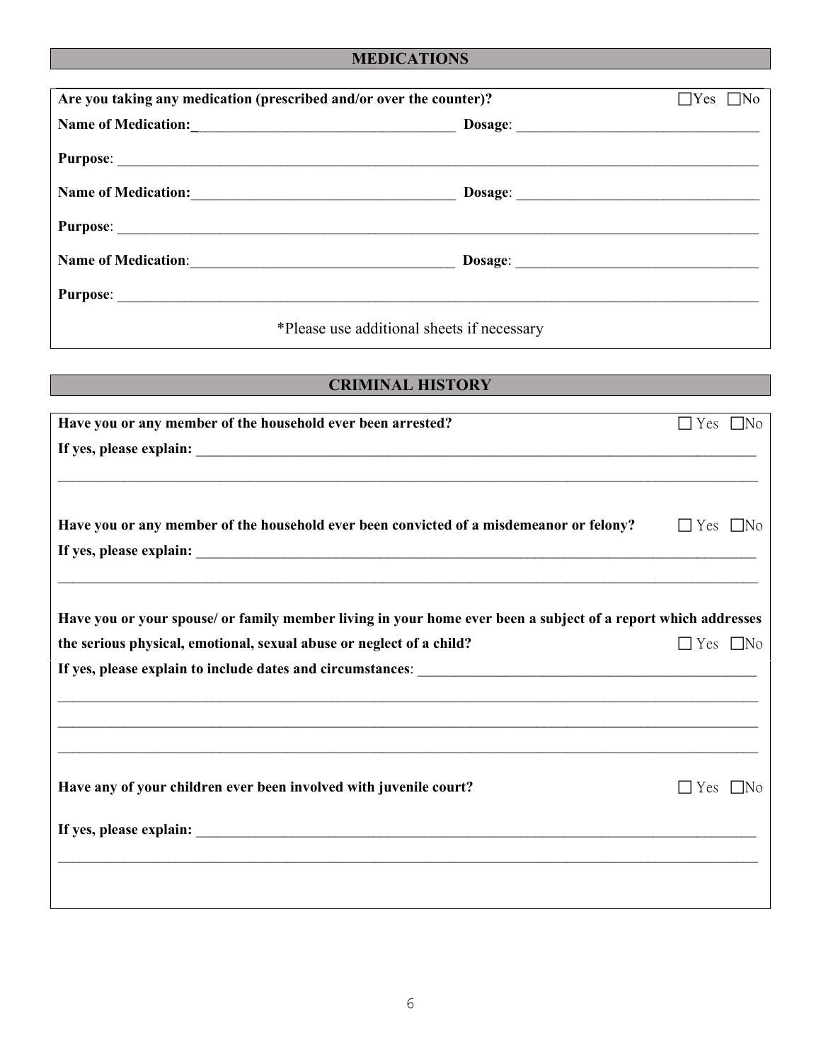## MEDICATIONS

**Are you taking any medication (prescribed and/or over the counter)?** ☐Yes ☐No

**Name of Medication:**_______________________________ **Dosage**: _______________________________

**Purpose**: _______________________________________________________________________________

**Name of Medication:**_______________________________ **Dosage**: _______________________________

**Purpose**: _______________________________________________________________________________

**Name of Medication**:_______________________________ **Dosage**: _______________________________

**Purpose**: _______________________________________________________________________________

*Please use additional sheets if necessary

## CRIMINAL HISTORY

**Have you or any member of the household ever been arrested?** ☐ Yes ☐No

**If yes, please explain:** _______________________________________________________________________________

_______________________________________________________________________________

**Have you or any member of the household ever been convicted of a misdemeanor or felony?** ☐ Yes ☐No

**If yes, please explain:** _______________________________________________________________________________

_______________________________________________________________________________

**Have you or your spouse/ or family member living in your home ever been a subject of a report which addresses the serious physical, emotional, sexual abuse or neglect of a child?** ☐ Yes ☐No

**If yes, please explain to include dates and circumstances**: _______________________________________________

_______________________________________________________________________________

_______________________________________________________________________________

_______________________________________________________________________________

**Have any of your children ever been involved with juvenile court?** ☐ Yes ☐No

**If yes, please explain:** _______________________________________________________________________________

_______________________________________________________________________________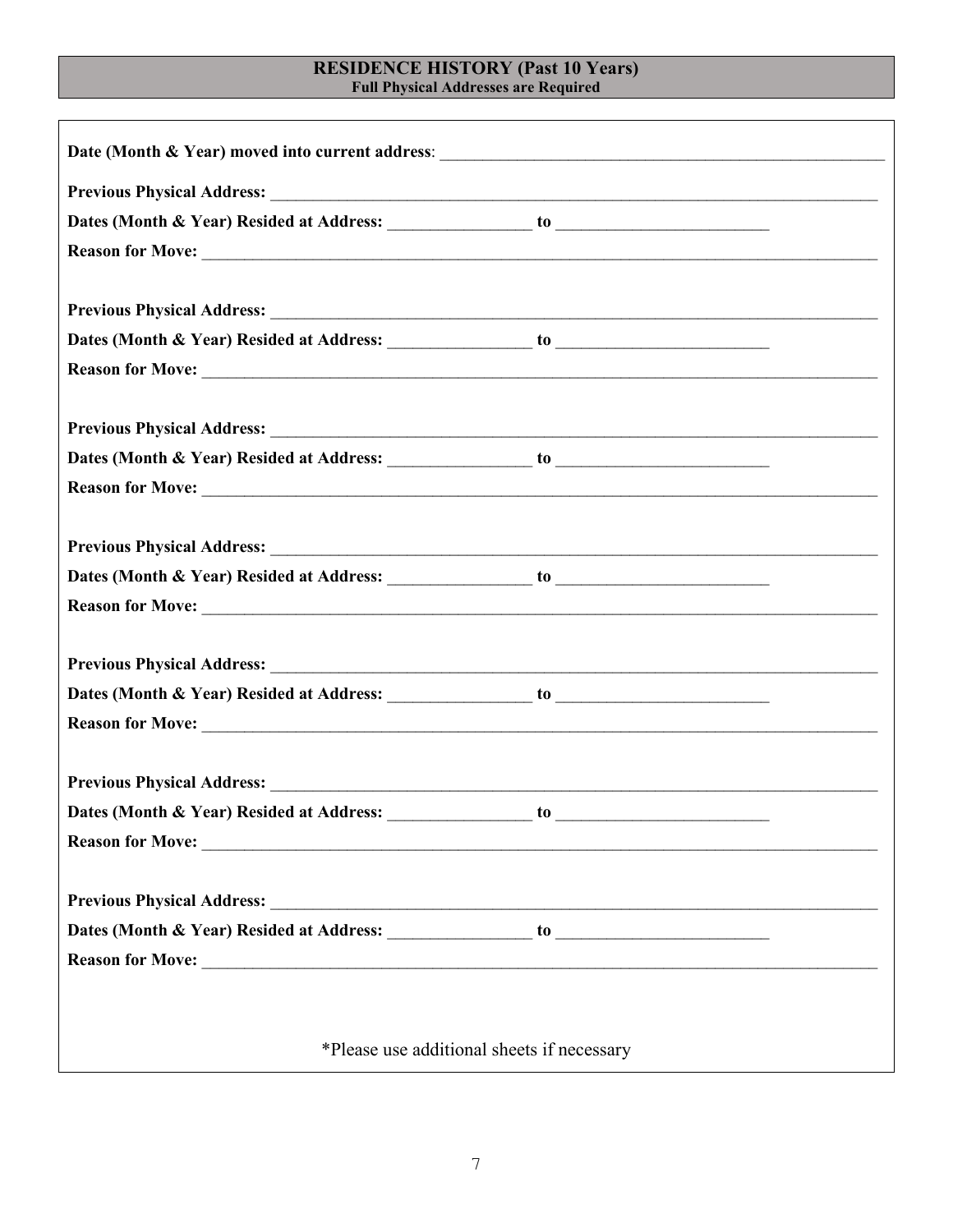## RESIDENCE HISTORY (Past 10 Years)
**Full Physical Addresses are Required**

**Date (Month & Year) moved into current address**: ______________________________________________________

**Previous Physical Address:** ____________________________________________________________________

**Dates (Month & Year) Resided at Address:** ________________ **to** ________________________

**Reason for Move:** __________________________________________________________________________

**Previous Physical Address:** ____________________________________________________________________

**Dates (Month & Year) Resided at Address:** ________________ **to** ________________________

**Reason for Move:** __________________________________________________________________________

**Previous Physical Address:** ____________________________________________________________________

**Dates (Month & Year) Resided at Address:** ________________ **to** ________________________

**Reason for Move:** __________________________________________________________________________

**Previous Physical Address:** ____________________________________________________________________

**Dates (Month & Year) Resided at Address:** ________________ **to** ________________________

**Reason for Move:** __________________________________________________________________________

**Previous Physical Address:** ____________________________________________________________________

**Dates (Month & Year) Resided at Address:** ________________ **to** ________________________

**Reason for Move:** __________________________________________________________________________

**Previous Physical Address:** ____________________________________________________________________

**Dates (Month & Year) Resided at Address:** ________________ **to** ________________________

**Reason for Move:** __________________________________________________________________________

**Previous Physical Address:** ____________________________________________________________________

**Dates (Month & Year) Resided at Address:** ________________ **to** ________________________

**Reason for Move:** __________________________________________________________________________

*Please use additional sheets if necessary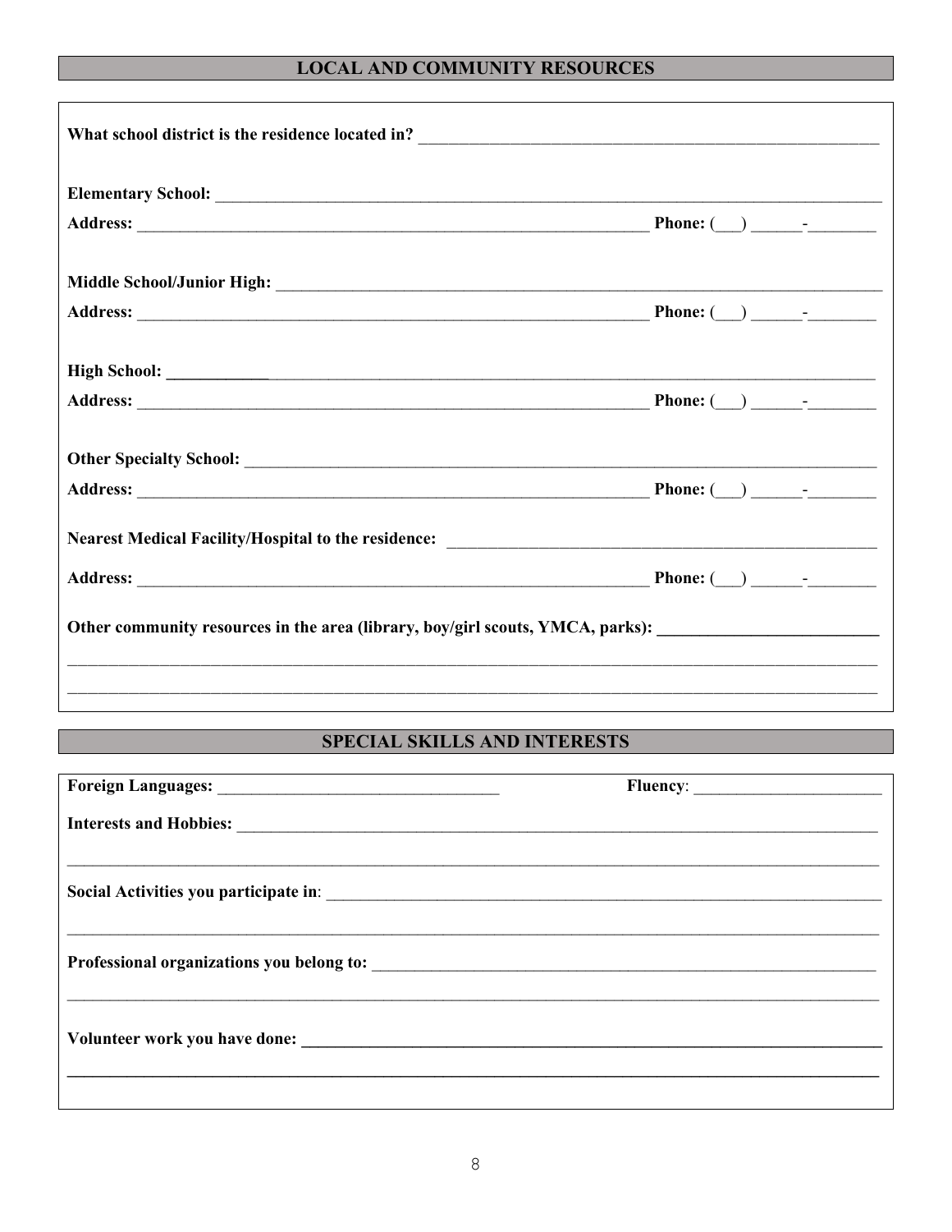## LOCAL AND COMMUNITY RESOURCES

**What school district is the residence located in?** ____________________________________________________

**Elementary School:** ____________________________________________________________________________

**Address:** ________________________________________________________ **Phone:** (___) ______-________

**Middle School/Junior High:** ______________________________________________________________________

**Address:** ________________________________________________________ **Phone:** (___) ______-________

**High School:** ____________________________________________________________________________

**Address:** ________________________________________________________ **Phone:** (___) ______-________

**Other Specialty School:** ____________________________________________________________________________

**Address:** ________________________________________________________ **Phone:** (___) ______-________

**Nearest Medical Facility/Hospital to the residence:** ________________________________________________

**Address:** ________________________________________________________ **Phone:** (___) ______-________

**Other community resources in the area (library, boy/girl scouts, YMCA, parks):** _________________________

____________________________________________________________________________________________

____________________________________________________________________________________________

## SPECIAL SKILLS AND INTERESTS

**Foreign Languages:** ________________________________ **Fluency**: ______________________

**Interests and Hobbies:** ____________________________________________________________________________

____________________________________________________________________________________________

**Social Activities you participate in**: ______________________________________________________________

____________________________________________________________________________________________

**Professional organizations you belong to:** _________________________________________________________

____________________________________________________________________________________________

**Volunteer work you have done:** __________________________________________________________________

____________________________________________________________________________________________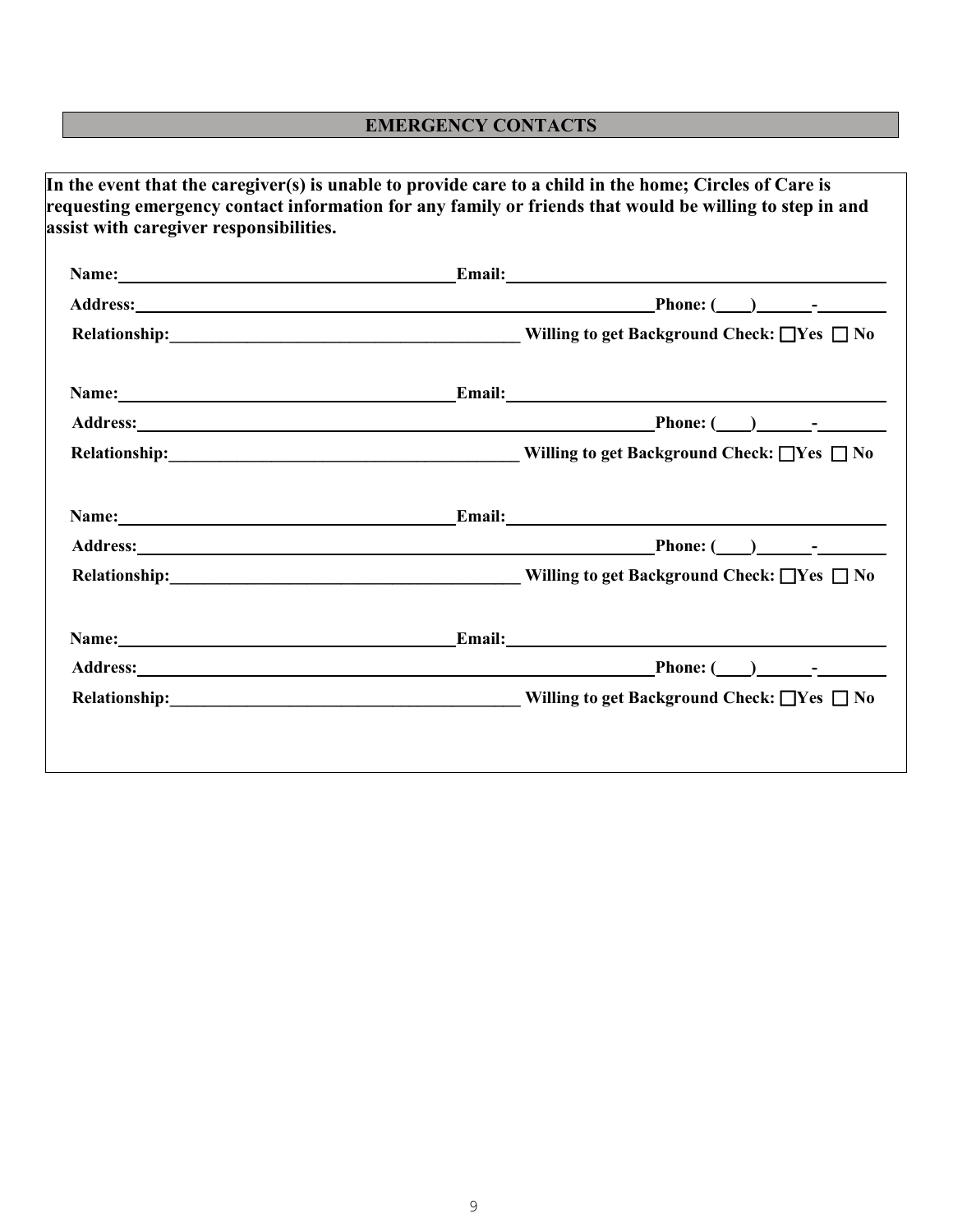## EMERGENCY CONTACTS

**In the event that the caregiver(s) is unable to provide care to a child in the home; Circles of Care is requesting emergency contact information for any family or friends that would be willing to step in and assist with caregiver responsibilities.**

**Name:**\_\_\_\_\_\_\_\_\_\_\_\_\_\_\_\_\_\_\_\_\_\_\_\_\_\_\_\_\_\_\_\_\_\_\_\_\_\_\_\_ **Email:**\_\_\_\_\_\_\_\_\_\_\_\_\_\_\_\_\_\_\_\_\_\_\_\_\_\_\_\_\_\_\_\_\_\_\_\_\_\_\_\_\_\_\_\_\_

**Address:**\_\_\_\_\_\_\_\_\_\_\_\_\_\_\_\_\_\_\_\_\_\_\_\_\_\_\_\_\_\_\_\_\_\_\_\_\_\_\_\_\_\_\_\_\_\_\_\_\_\_\_\_\_\_\_\_\_\_\_\_\_\_ **Phone: (\_\_\_\_)\_\_\_\_\_\_-\_\_\_\_\_\_\_\_**

**Relationship:**\_\_\_\_\_\_\_\_\_\_\_\_\_\_\_\_\_\_\_\_\_\_\_\_\_\_\_\_\_\_\_\_\_\_\_\_\_\_\_\_\_\_ **Willing to get Background Check: ☐Yes ☐ No**

**Name:**\_\_\_\_\_\_\_\_\_\_\_\_\_\_\_\_\_\_\_\_\_\_\_\_\_\_\_\_\_\_\_\_\_\_\_\_\_\_\_\_ **Email:**\_\_\_\_\_\_\_\_\_\_\_\_\_\_\_\_\_\_\_\_\_\_\_\_\_\_\_\_\_\_\_\_\_\_\_\_\_\_\_\_\_\_\_\_\_

**Address:**\_\_\_\_\_\_\_\_\_\_\_\_\_\_\_\_\_\_\_\_\_\_\_\_\_\_\_\_\_\_\_\_\_\_\_\_\_\_\_\_\_\_\_\_\_\_\_\_\_\_\_\_\_\_\_\_\_\_\_\_\_\_ **Phone: (\_\_\_\_)\_\_\_\_\_\_-\_\_\_\_\_\_\_\_**

**Relationship:**\_\_\_\_\_\_\_\_\_\_\_\_\_\_\_\_\_\_\_\_\_\_\_\_\_\_\_\_\_\_\_\_\_\_\_\_\_\_\_\_\_\_ **Willing to get Background Check: ☐Yes ☐ No**

**Name:**\_\_\_\_\_\_\_\_\_\_\_\_\_\_\_\_\_\_\_\_\_\_\_\_\_\_\_\_\_\_\_\_\_\_\_\_\_\_\_\_ **Email:**\_\_\_\_\_\_\_\_\_\_\_\_\_\_\_\_\_\_\_\_\_\_\_\_\_\_\_\_\_\_\_\_\_\_\_\_\_\_\_\_\_\_\_\_\_

**Address:**\_\_\_\_\_\_\_\_\_\_\_\_\_\_\_\_\_\_\_\_\_\_\_\_\_\_\_\_\_\_\_\_\_\_\_\_\_\_\_\_\_\_\_\_\_\_\_\_\_\_\_\_\_\_\_\_\_\_\_\_\_\_ **Phone: (\_\_\_\_)\_\_\_\_\_\_-\_\_\_\_\_\_\_\_**

**Relationship:**\_\_\_\_\_\_\_\_\_\_\_\_\_\_\_\_\_\_\_\_\_\_\_\_\_\_\_\_\_\_\_\_\_\_\_\_\_\_\_\_\_\_ **Willing to get Background Check: ☐Yes ☐ No**

**Name:**\_\_\_\_\_\_\_\_\_\_\_\_\_\_\_\_\_\_\_\_\_\_\_\_\_\_\_\_\_\_\_\_\_\_\_\_\_\_\_\_ **Email:**\_\_\_\_\_\_\_\_\_\_\_\_\_\_\_\_\_\_\_\_\_\_\_\_\_\_\_\_\_\_\_\_\_\_\_\_\_\_\_\_\_\_\_\_\_

**Address:**\_\_\_\_\_\_\_\_\_\_\_\_\_\_\_\_\_\_\_\_\_\_\_\_\_\_\_\_\_\_\_\_\_\_\_\_\_\_\_\_\_\_\_\_\_\_\_\_\_\_\_\_\_\_\_\_\_\_\_\_\_\_ **Phone: (\_\_\_\_)\_\_\_\_\_\_-\_\_\_\_\_\_\_\_**

**Relationship:**\_\_\_\_\_\_\_\_\_\_\_\_\_\_\_\_\_\_\_\_\_\_\_\_\_\_\_\_\_\_\_\_\_\_\_\_\_\_\_\_\_\_ **Willing to get Background Check: ☐Yes ☐ No**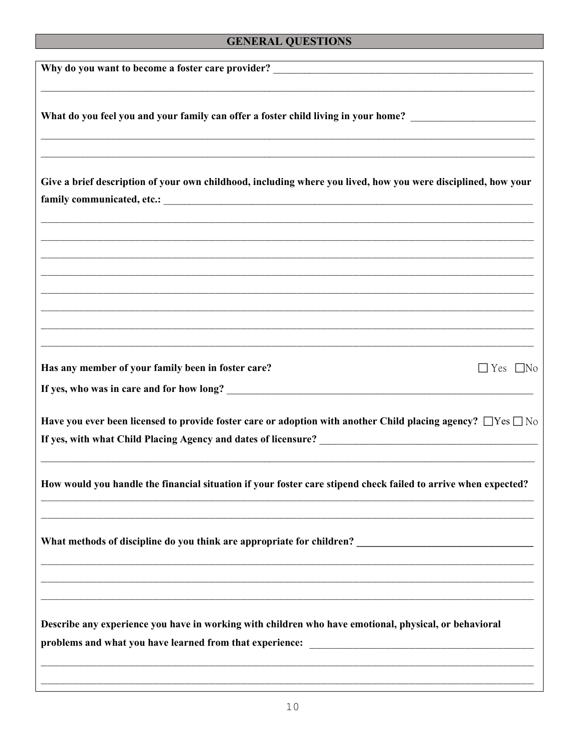## GENERAL QUESTIONS

**Why do you want to become a foster care provider?** ___________________________________________

_______________________________________________________________________________

**What do you feel you and your family can offer a foster child living in your home?** ________________________

_______________________________________________________________________________

_______________________________________________________________________________

**Give a brief description of your own childhood, including where you lived, how you were disciplined, how your family communicated, etc.:** ___________________________________________________________

_______________________________________________________________________________

_______________________________________________________________________________

_______________________________________________________________________________

_______________________________________________________________________________

_______________________________________________________________________________

_______________________________________________________________________________

_______________________________________________________________________________

_______________________________________________________________________________

**Has any member of your family been in foster care?** ☐ Yes ☐ No

**If yes, who was in care and for how long?** _______________________________________________

**Have you ever been licensed to provide foster care or adoption with another Child placing agency?** ☐ Yes ☐ No

**If yes, with what Child Placing Agency and dates of licensure?** ________________________________

_______________________________________________________________________________

**How would you handle the financial situation if your foster care stipend check failed to arrive when expected?**

_______________________________________________________________________________

_______________________________________________________________________________

**What methods of discipline do you think are appropriate for children?** ___________________________

_______________________________________________________________________________

_______________________________________________________________________________

_______________________________________________________________________________

**Describe any experience you have in working with children who have emotional, physical, or behavioral problems and what you have learned from that experience:** ____________________________________

_______________________________________________________________________________

_______________________________________________________________________________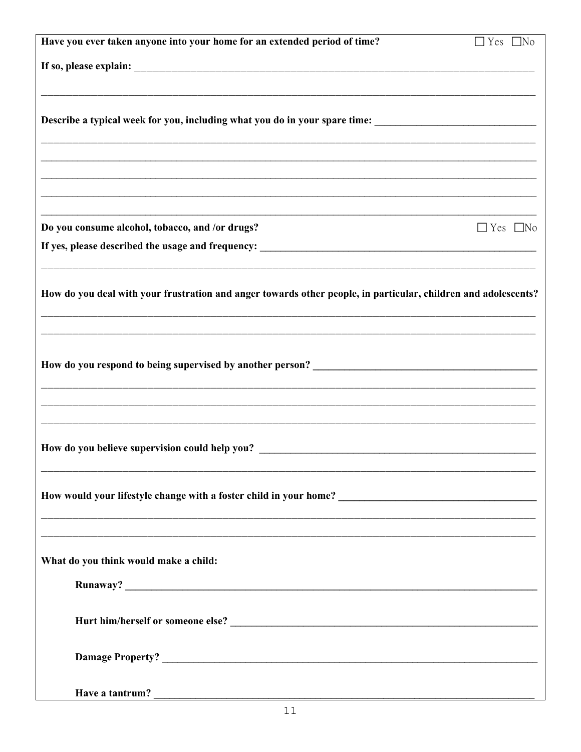**Have you ever taken anyone into your home for an extended period of time?** ☐ Yes ☐ No

**If so, please explain:** ____________________________________________

____________________________________________

**Describe a typical week for you, including what you do in your spare time:** ____________________

____________________________________________

____________________________________________

____________________________________________

____________________________________________

____________________________________________

**Do you consume alcohol, tobacco, and /or drugs?** ☐ Yes ☐ No

**If yes, please described the usage and frequency:** ____________________________________________

____________________________________________

**How do you deal with your frustration and anger towards other people, in particular, children and adolescents?**

____________________________________________

____________________________________________

**How do you respond to being supervised by another person?** ____________________________________________

____________________________________________

____________________________________________

____________________________________________

**How do you believe supervision could help you?** ____________________________________________

____________________________________________

**How would your lifestyle change with a foster child in your home?** ____________________________________________

____________________________________________

____________________________________________

**What do you think would make a child:**

- **Runaway?** ____________________________________________

- **Hurt him/herself or someone else?** ____________________________________________

- **Damage Property?** ____________________________________________

- **Have a tantrum?** ____________________________________________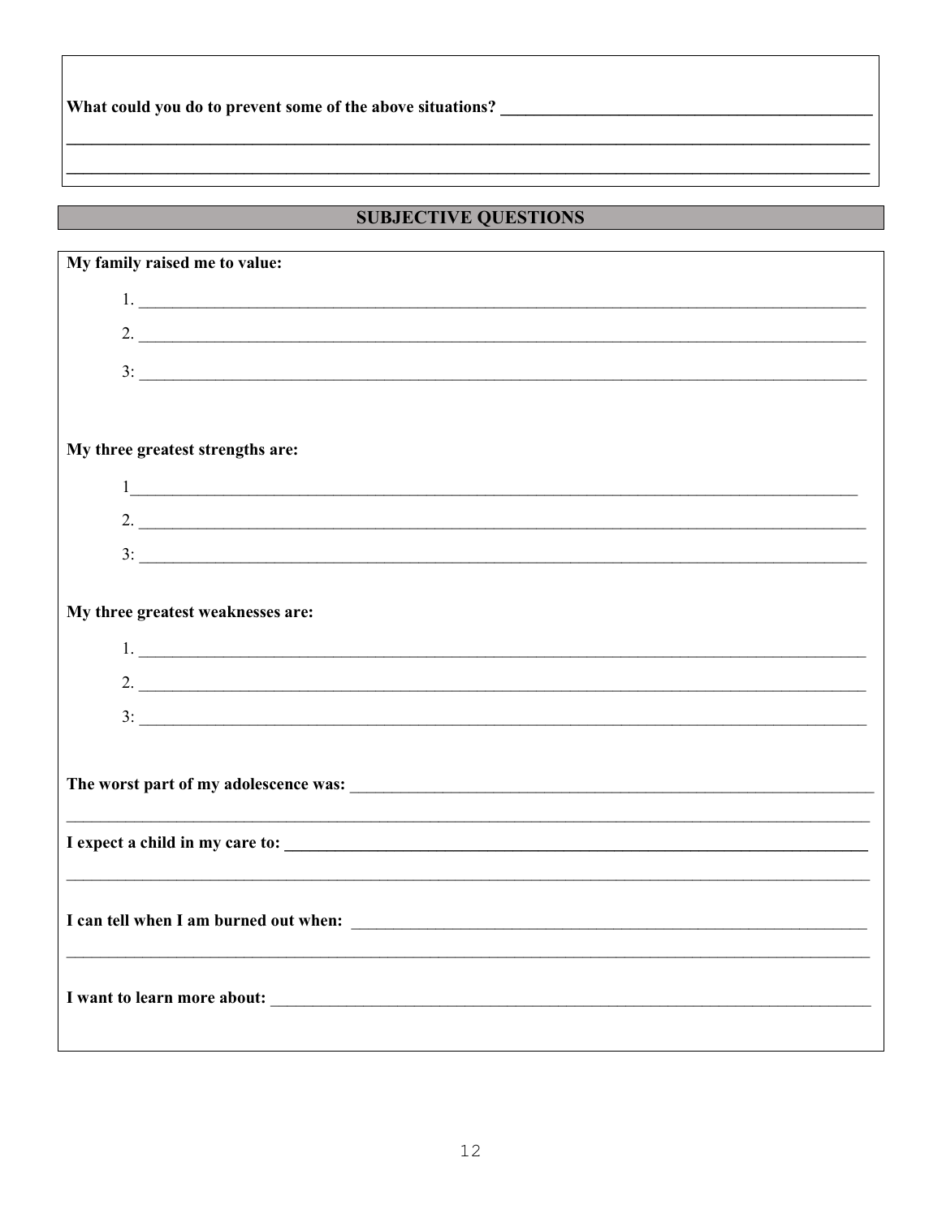**What could you do to prevent some of the above situations?** ___________________________________________

___________________________________________________________________________________________

___________________________________________________________________________________________

## SUBJECTIVE QUESTIONS

**My family raised me to value:**

1. ___________________________________________________________________________________
2. ___________________________________________________________________________________

3: ___________________________________________________________________________________

**My three greatest strengths are:**

1___________________________________________________________________________________

2. ___________________________________________________________________________________

3: ___________________________________________________________________________________

**My three greatest weaknesses are:**

1. ___________________________________________________________________________________
2. ___________________________________________________________________________________

3: ___________________________________________________________________________________

**The worst part of my adolescence was:** ___________________________________________________________

___________________________________________________________________________________________

**I expect a child in my care to:** _________________________________________________________________

___________________________________________________________________________________________

**I can tell when I am burned out when:** ___________________________________________________________

___________________________________________________________________________________________

**I want to learn more about:** ___________________________________________________________________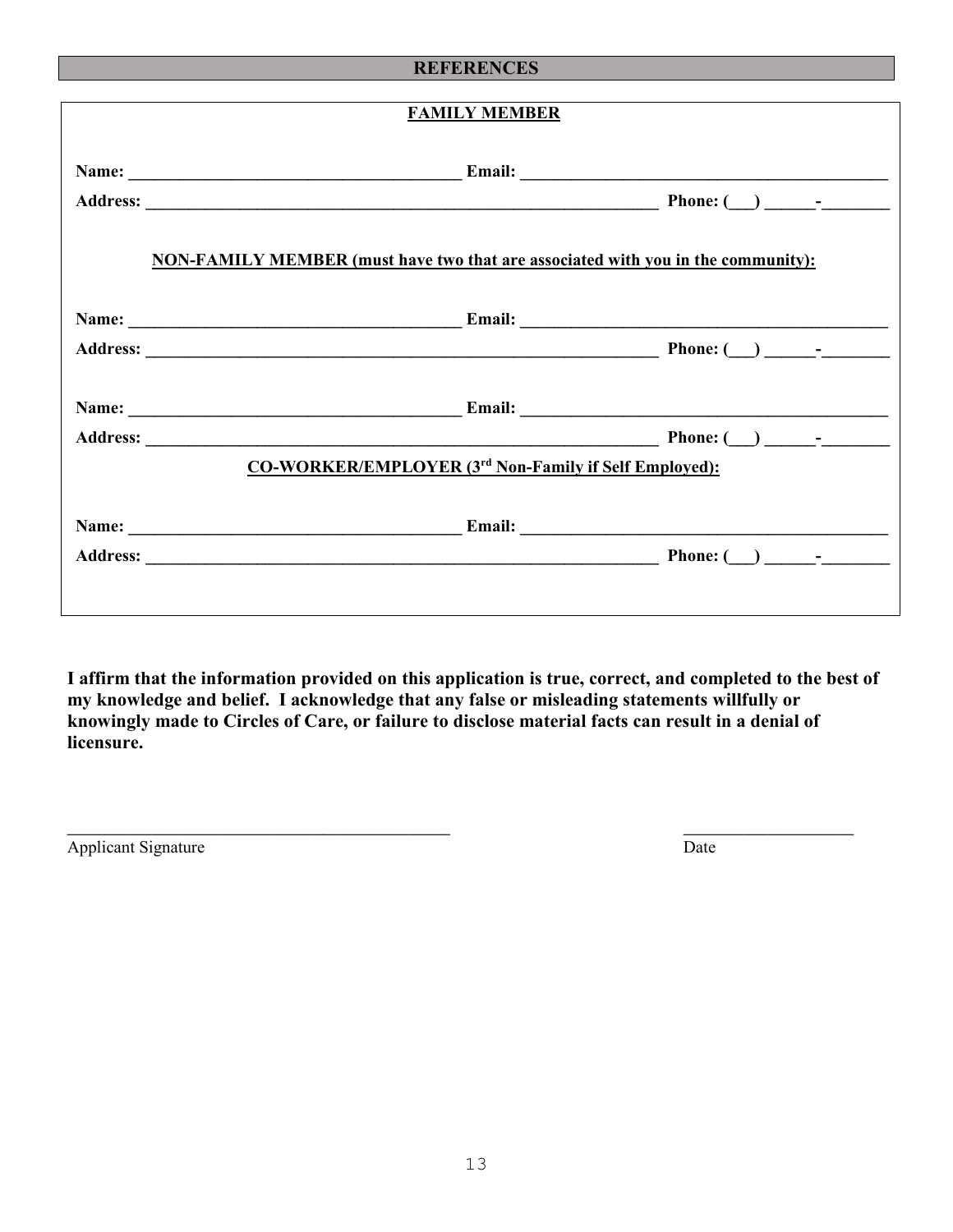## REFERENCES

**FAMILY MEMBER**

**Name:** _______________________________________ **Email:** ___________________________________________

**Address:** ______________________________________________________________ **Phone:** (___) ______-________

**NON-FAMILY MEMBER (must have two that are associated with you in the community):**

**Name:** _______________________________________ **Email:** ___________________________________________

**Address:** ______________________________________________________________ **Phone:** (___) ______-________

**Name:** _______________________________________ **Email:** ___________________________________________

**Address:** ______________________________________________________________ **Phone:** (___) ______-________

**CO-WORKER/EMPLOYER (3rd Non-Family if Self Employed):**

**Name:** _______________________________________ **Email:** ___________________________________________

**Address:** ______________________________________________________________ **Phone:** (___) ______-________

**I affirm that the information provided on this application is true, correct, and completed to the best of my knowledge and belief. I acknowledge that any false or misleading statements willfully or knowingly made to Circles of Care, or failure to disclose material facts can result in a denial of licensure.**

_____________________________________________ ____________________

Applicant Signature Date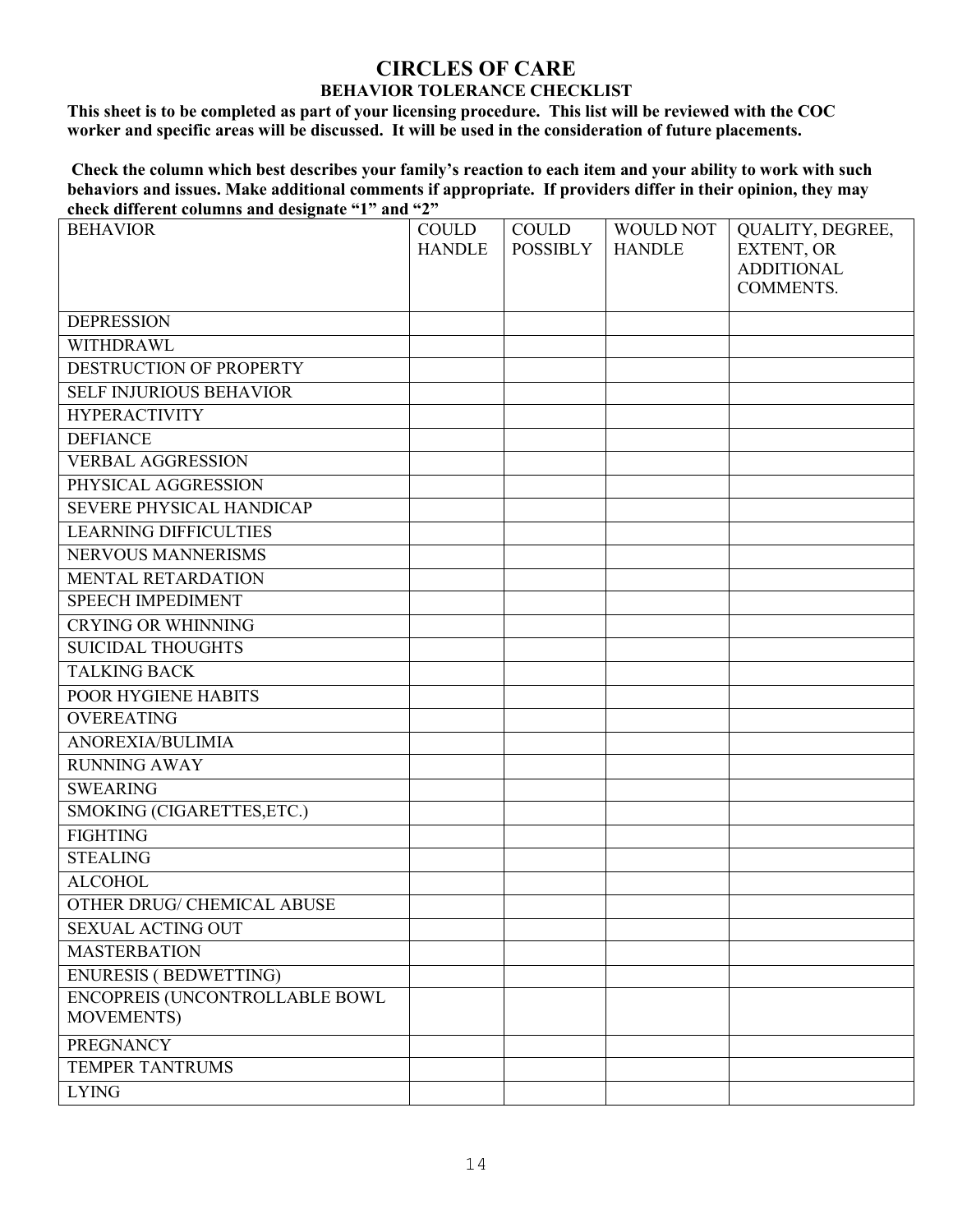# CIRCLES OF CARE

## BEHAVIOR TOLERANCE CHECKLIST

**This sheet is to be completed as part of your licensing procedure. This list will be reviewed with the COC worker and specific areas will be discussed. It will be used in the consideration of future placements.**

**Check the column which best describes your family's reaction to each item and your ability to work with such behaviors and issues. Make additional comments if appropriate. If providers differ in their opinion, they may check different columns and designate "1" and "2"**

| BEHAVIOR | COULD HANDLE | COULD POSSIBLY | WOULD NOT HANDLE | QUALITY, DEGREE, EXTENT, OR ADDITIONAL COMMENTS. |
|---|---|---|---|---|
| DEPRESSION | | | | |
| WITHDRAWL | | | | |
| DESTRUCTION OF PROPERTY | | | | |
| SELF INJURIOUS BEHAVIOR | | | | |
| HYPERACTIVITY | | | | |
| DEFIANCE | | | | |
| VERBAL AGGRESSION | | | | |
| PHYSICAL AGGRESSION | | | | |
| SEVERE PHYSICAL HANDICAP | | | | |
| LEARNING DIFFICULTIES | | | | |
| NERVOUS MANNERISMS | | | | |
| MENTAL RETARDATION | | | | |
| SPEECH IMPEDIMENT | | | | |
| CRYING OR WHINNING | | | | |
| SUICIDAL THOUGHTS | | | | |
| TALKING BACK | | | | |
| POOR HYGIENE HABITS | | | | |
| OVEREATING | | | | |
| ANOREXIA/BULIMIA | | | | |
| RUNNING AWAY | | | | |
| SWEARING | | | | |
| SMOKING (CIGARETTES,ETC.) | | | | |
| FIGHTING | | | | |
| STEALING | | | | |
| ALCOHOL | | | | |
| OTHER DRUG/ CHEMICAL ABUSE | | | | |
| SEXUAL ACTING OUT | | | | |
| MASTERBATION | | | | |
| ENURESIS ( BEDWETTING) | | | | |
| ENCOPREIS (UNCONTROLLABLE BOWL MOVEMENTS) | | | | |
| PREGNANCY | | | | |
| TEMPER TANTRUMS | | | | |
| LYING | | | | |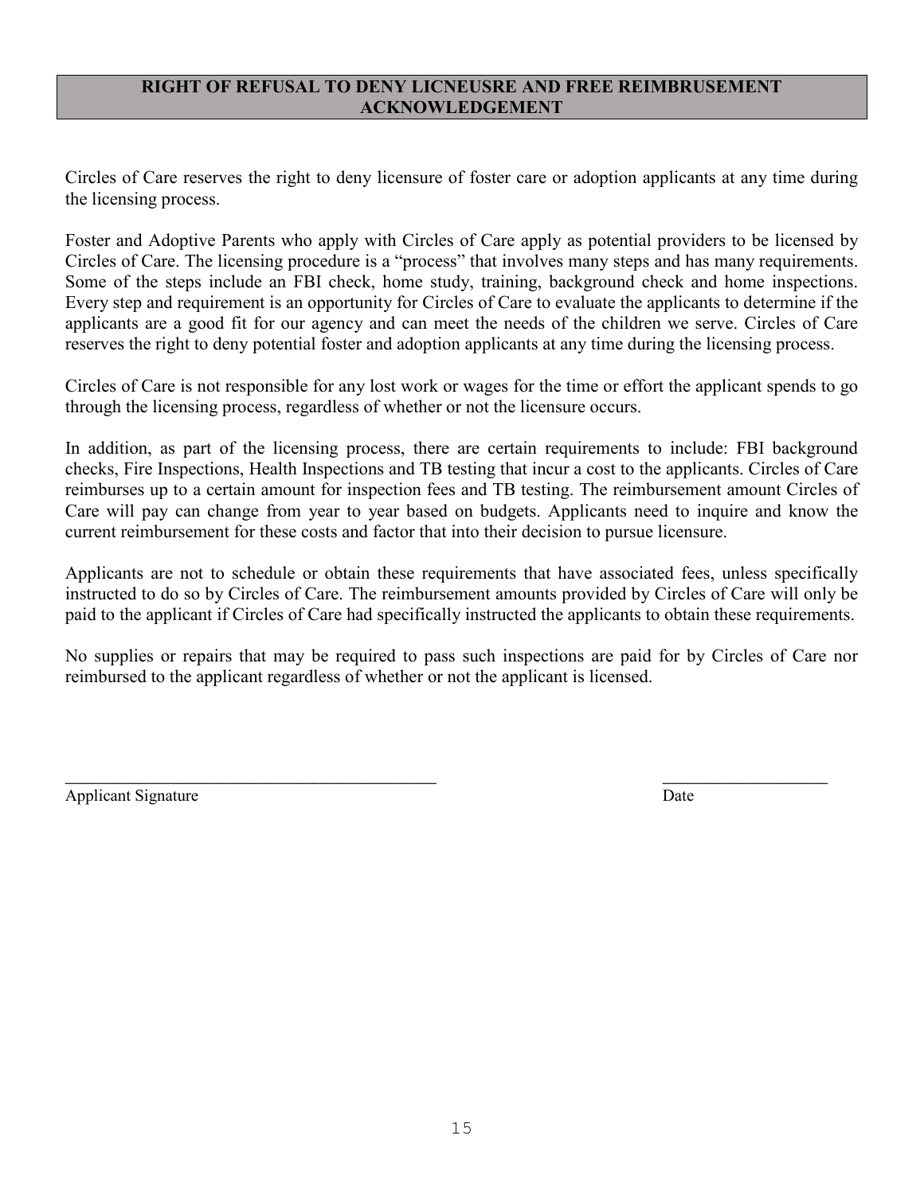## RIGHT OF REFUSAL TO DENY LICNEUSRE AND FREE REIMBRUSEMENT ACKNOWLEDGEMENT

Circles of Care reserves the right to deny licensure of foster care or adoption applicants at any time during the licensing process.

Foster and Adoptive Parents who apply with Circles of Care apply as potential providers to be licensed by Circles of Care. The licensing procedure is a "process" that involves many steps and has many requirements. Some of the steps include an FBI check, home study, training, background check and home inspections. Every step and requirement is an opportunity for Circles of Care to evaluate the applicants to determine if the applicants are a good fit for our agency and can meet the needs of the children we serve. Circles of Care reserves the right to deny potential foster and adoption applicants at any time during the licensing process.

Circles of Care is not responsible for any lost work or wages for the time or effort the applicant spends to go through the licensing process, regardless of whether or not the licensure occurs.

In addition, as part of the licensing process, there are certain requirements to include: FBI background checks, Fire Inspections, Health Inspections and TB testing that incur a cost to the applicants. Circles of Care reimburses up to a certain amount for inspection fees and TB testing. The reimbursement amount Circles of Care will pay can change from year to year based on budgets. Applicants need to inquire and know the current reimbursement for these costs and factor that into their decision to pursue licensure.

Applicants are not to schedule or obtain these requirements that have associated fees, unless specifically instructed to do so by Circles of Care. The reimbursement amounts provided by Circles of Care will only be paid to the applicant if Circles of Care had specifically instructed the applicants to obtain these requirements.

No supplies or repairs that may be required to pass such inspections are paid for by Circles of Care nor reimbursed to the applicant regardless of whether or not the applicant is licensed.

_____________________________________________ ____________________

Applicant Signature Date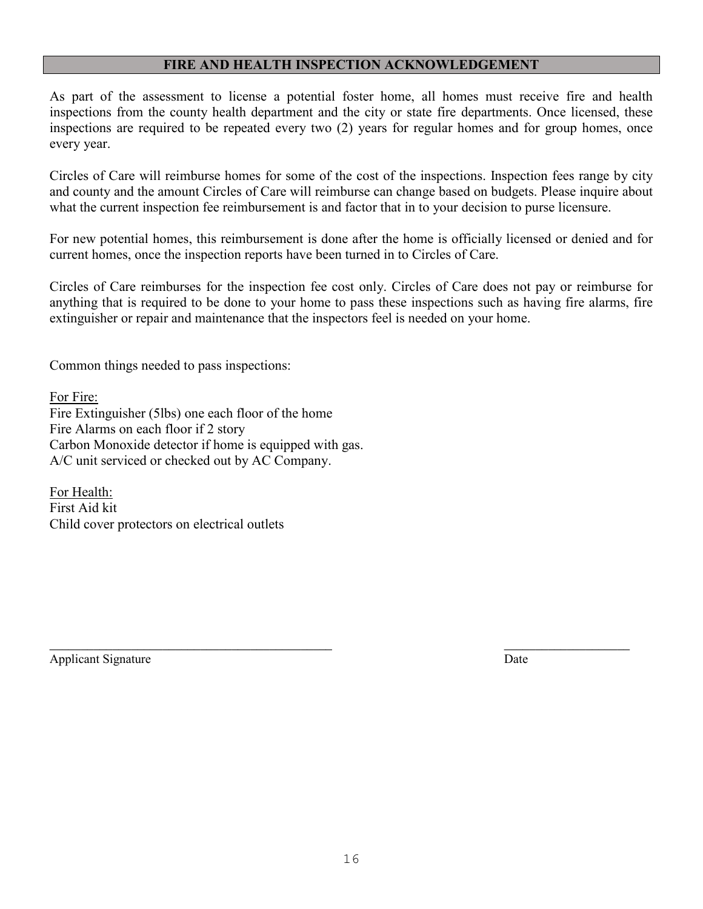## FIRE AND HEALTH INSPECTION ACKNOWLEDGEMENT

As part of the assessment to license a potential foster home, all homes must receive fire and health inspections from the county health department and the city or state fire departments. Once licensed, these inspections are required to be repeated every two (2) years for regular homes and for group homes, once every year.

Circles of Care will reimburse homes for some of the cost of the inspections. Inspection fees range by city and county and the amount Circles of Care will reimburse can change based on budgets. Please inquire about what the current inspection fee reimbursement is and factor that in to your decision to purse licensure.

For new potential homes, this reimbursement is done after the home is officially licensed or denied and for current homes, once the inspection reports have been turned in to Circles of Care.

Circles of Care reimburses for the inspection fee cost only. Circles of Care does not pay or reimburse for anything that is required to be done to your home to pass these inspections such as having fire alarms, fire extinguisher or repair and maintenance that the inspectors feel is needed on your home.

Common things needed to pass inspections:

<u>For Fire:</u>
Fire Extinguisher (5lbs) one each floor of the home
Fire Alarms on each floor if 2 story
Carbon Monoxide detector if home is equipped with gas.
A/C unit serviced or checked out by AC Company.

<u>For Health:</u>
First Aid kit
Child cover protectors on electrical outlets

_____________________________________________ ____________________

Applicant Signature Date